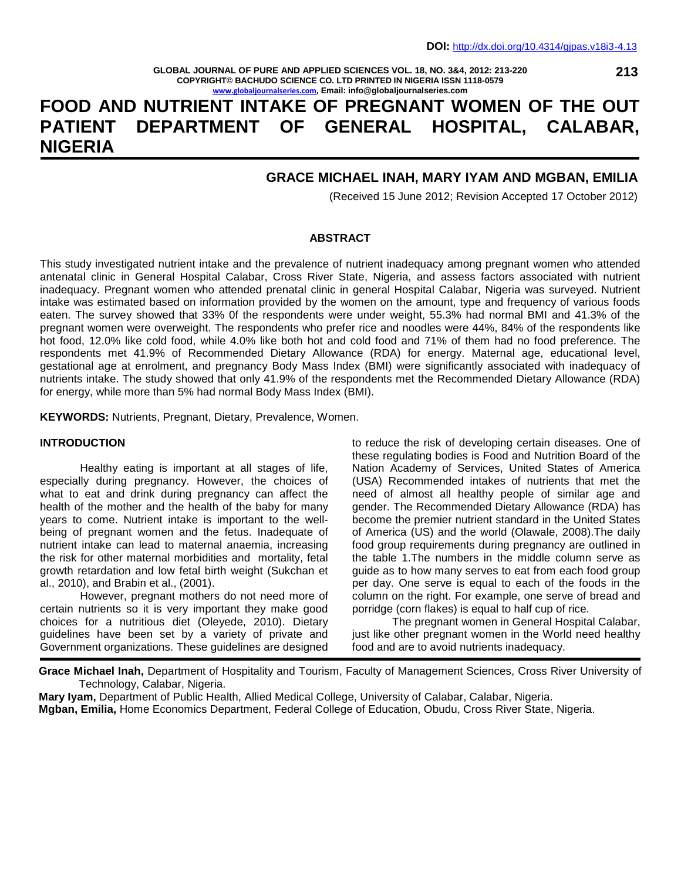DOI: http://dx.doi.org/10.4314/gjpas.v18i3-4.13

# FOOD AND NUTRIENT INTAKE OF PREGNANT WOMEN OF THE OUT PATIENT DEPARTMENT OF GENERAL HOSPITAL, CALABAR, NIGERIA

## GRACE MICHAEL INAH, MARY IYAM AND MGBAN, EMILIA

(Received 15 June 2012; Revision Accepted 17 October 2012)

### ABSTRACT

This study investigated nutrient intake and the prevalence of nutrient inadequacy among pregnant women who attended antenatal clinic in General Hospital Calabar, Cross River State, Nigeria, and assess factors associated with nutrient inadequacy. Pregnant women who attended prenatal clinic in general Hospital Calabar, Nigeria was surveyed. Nutrient intake was estimated based on information provided by the women on the amount, type and frequency of various foods eaten. The survey showed that 33% 0f the respondents were under weight, 55.3% had normal BMI and 41.3% of the pregnant women were overweight. The respondents who prefer rice and noodles were 44%, 84% of the respondents like hot food, 12.0% like cold food, while 4.0% like both hot and cold food and 71% of them had no food preference. The respondents met 41.9% of Recommended Dietary Allowance (RDA) for energy. Maternal age, educational level, gestational age at enrolment, and pregnancy Body Mass Index (BMI) were significantly associated with inadequacy of nutrients intake. The study showed that only 41.9% of the respondents met the Recommended Dietary Allowance (RDA) for energy, while more than 5% had normal Body Mass Index (BMI).

**KEYWORDS:** Nutrients, Pregnant, Dietary, Prevalence, Women.

### INTRODUCTION

Healthy eating is important at all stages of life, especially during pregnancy. However, the choices of what to eat and drink during pregnancy can affect the health of the mother and the health of the baby for many years to come. Nutrient intake is important to the well-being of pregnant women and the fetus. Inadequate of nutrient intake can lead to maternal anaemia, increasing the risk for other maternal morbidities and mortality, fetal growth retardation and low fetal birth weight (Sukchan et al., 2010), and Brabin et al., (2001).

However, pregnant mothers do not need more of certain nutrients so it is very important they make good choices for a nutritious diet (Oleyede, 2010). Dietary guidelines have been set by a variety of private and Government organizations. These guidelines are designed to reduce the risk of developing certain diseases. One of these regulating bodies is Food and Nutrition Board of the Nation Academy of Services, United States of America (USA) Recommended intakes of nutrients that met the need of almost all healthy people of similar age and gender. The Recommended Dietary Allowance (RDA) has become the premier nutrient standard in the United States of America (US) and the world (Olawale, 2008).The daily food group requirements during pregnancy are outlined in the table 1.The numbers in the middle column serve as guide as to how many serves to eat from each food group per day. One serve is equal to each of the foods in the column on the right. For example, one serve of bread and porridge (corn flakes) is equal to half cup of rice.

The pregnant women in General Hospital Calabar, just like other pregnant women in the World need healthy food and are to avoid nutrients inadequacy.

**Grace Michael Inah,** Department of Hospitality and Tourism, Faculty of Management Sciences, Cross River University of Technology, Calabar, Nigeria.
**Mary Iyam,** Department of Public Health, Allied Medical College, University of Calabar, Calabar, Nigeria.
**Mgban, Emilia,** Home Economics Department, Federal College of Education, Obudu, Cross River State, Nigeria.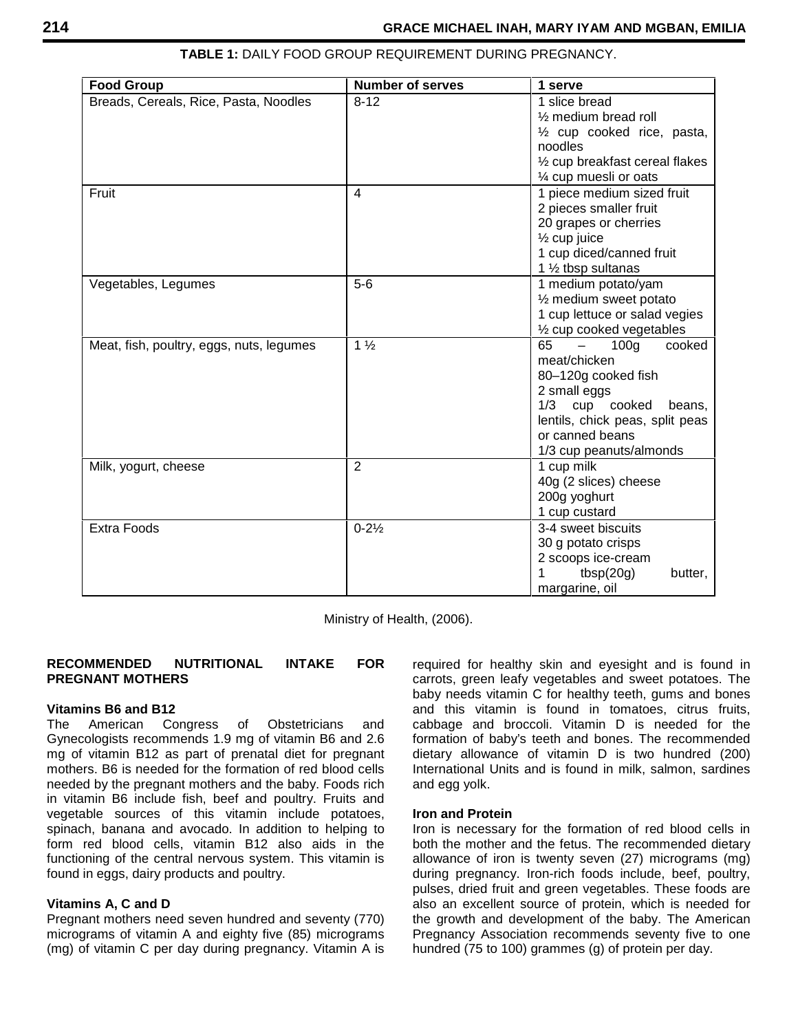**TABLE 1:** DAILY FOOD GROUP REQUIREMENT DURING PREGNANCY.

| Food Group | Number of serves | 1 serve |
|---|---|---|
| Breads, Cereals, Rice, Pasta, Noodles | 8-12 | 1 slice bread<br>½ medium bread roll<br>½ cup cooked rice, pasta, noodles<br>½ cup breakfast cereal flakes<br>¼ cup muesli or oats |
| Fruit | 4 | 1 piece medium sized fruit<br>2 pieces smaller fruit<br>20 grapes or cherries<br>½ cup juice<br>1 cup diced/canned fruit<br>1 ½ tbsp sultanas |
| Vegetables, Legumes | 5-6 | 1 medium potato/yam<br>½ medium sweet potato<br>1 cup lettuce or salad vegies<br>½ cup cooked vegetables |
| Meat, fish, poultry, eggs, nuts, legumes | 1 ½ | 65 – 100g cooked meat/chicken<br>80–120g cooked fish<br>2 small eggs<br>1/3 cup cooked beans, lentils, chick peas, split peas or canned beans<br>1/3 cup peanuts/almonds |
| Milk, yogurt, cheese | 2 | 1 cup milk<br>40g (2 slices) cheese<br>200g yoghurt<br>1 cup custard |
| Extra Foods | 0-2½ | 3-4 sweet biscuits<br>30 g potato crisps<br>2 scoops ice-cream<br>1 tbsp(20g) butter, margarine, oil |

Ministry of Health, (2006).

## RECOMMENDED NUTRITIONAL INTAKE FOR PREGNANT MOTHERS

### Vitamins B6 and B12

The American Congress of Obstetricians and Gynecologists recommends 1.9 mg of vitamin B6 and 2.6 mg of vitamin B12 as part of prenatal diet for pregnant mothers. B6 is needed for the formation of red blood cells needed by the pregnant mothers and the baby. Foods rich in vitamin B6 include fish, beef and poultry. Fruits and vegetable sources of this vitamin include potatoes, spinach, banana and avocado. In addition to helping to form red blood cells, vitamin B12 also aids in the functioning of the central nervous system. This vitamin is found in eggs, dairy products and poultry.

### Vitamins A, C and D

Pregnant mothers need seven hundred and seventy (770) micrograms of vitamin A and eighty five (85) micrograms (mg) of vitamin C per day during pregnancy. Vitamin A is required for healthy skin and eyesight and is found in carrots, green leafy vegetables and sweet potatoes. The baby needs vitamin C for healthy teeth, gums and bones and this vitamin is found in tomatoes, citrus fruits, cabbage and broccoli. Vitamin D is needed for the formation of baby's teeth and bones. The recommended dietary allowance of vitamin D is two hundred (200) International Units and is found in milk, salmon, sardines and egg yolk.

### Iron and Protein

Iron is necessary for the formation of red blood cells in both the mother and the fetus. The recommended dietary allowance of iron is twenty seven (27) micrograms (mg) during pregnancy. Iron-rich foods include, beef, poultry, pulses, dried fruit and green vegetables. These foods are also an excellent source of protein, which is needed for the growth and development of the baby. The American Pregnancy Association recommends seventy five to one hundred (75 to 100) grammes (g) of protein per day.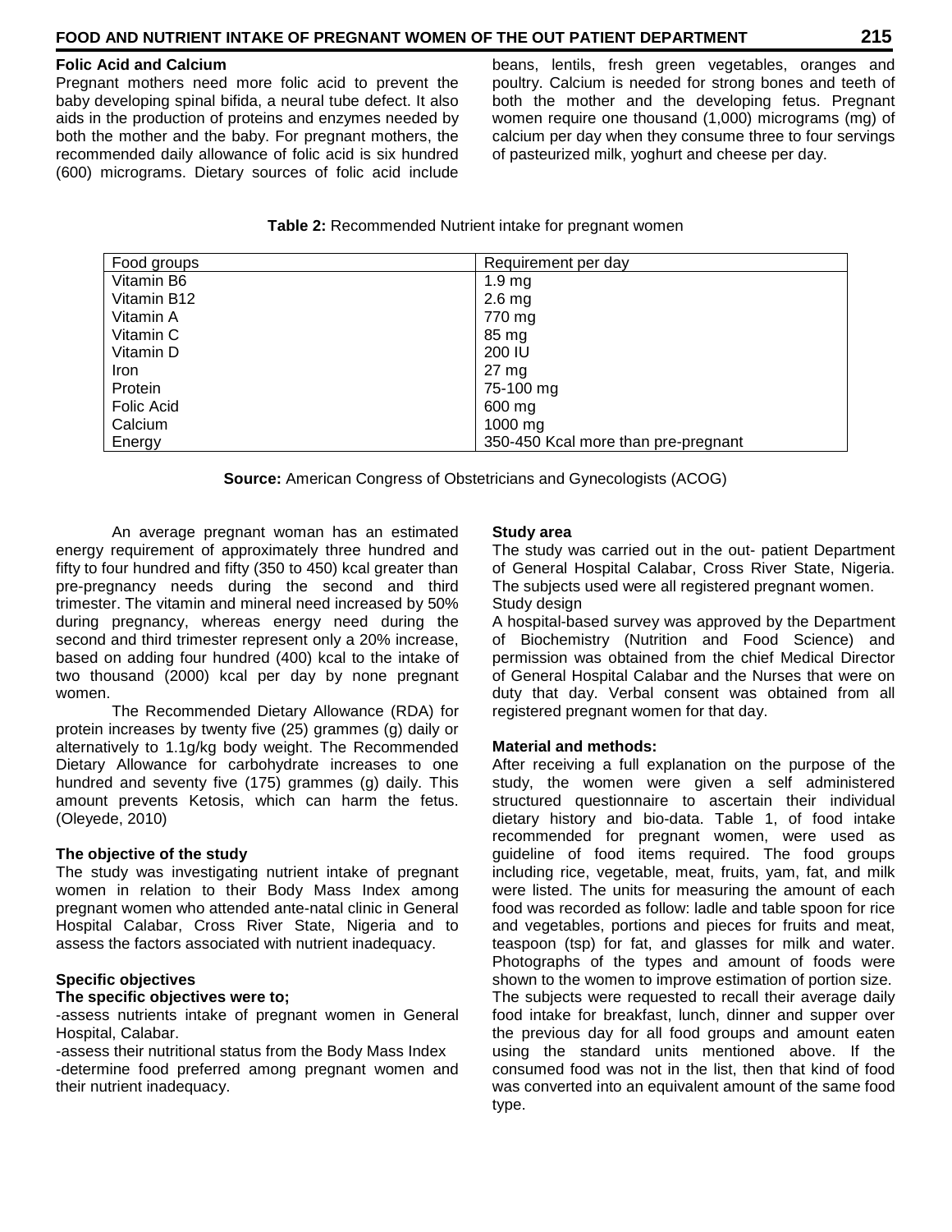### Folic Acid and Calcium

Pregnant mothers need more folic acid to prevent the baby developing spinal bifida, a neural tube defect. It also aids in the production of proteins and enzymes needed by both the mother and the baby. For pregnant mothers, the recommended daily allowance of folic acid is six hundred (600) micrograms. Dietary sources of folic acid include beans, lentils, fresh green vegetables, oranges and poultry. Calcium is needed for strong bones and teeth of both the mother and the developing fetus. Pregnant women require one thousand (1,000) micrograms (mg) of calcium per day when they consume three to four servings of pasteurized milk, yoghurt and cheese per day.

**Table 2:** Recommended Nutrient intake for pregnant women

| Food groups | Requirement per day |
| --- | --- |
| Vitamin B6 | 1.9 mg |
| Vitamin B12 | 2.6 mg |
| Vitamin A | 770 mg |
| Vitamin C | 85 mg |
| Vitamin D | 200 IU |
| Iron | 27 mg |
| Protein | 75-100 mg |
| Folic Acid | 600 mg |
| Calcium | 1000 mg |
| Energy | 350-450 Kcal more than pre-pregnant |

**Source:** American Congress of Obstetricians and Gynecologists (ACOG)

An average pregnant woman has an estimated energy requirement of approximately three hundred and fifty to four hundred and fifty (350 to 450) kcal greater than pre-pregnancy needs during the second and third trimester. The vitamin and mineral need increased by 50% during pregnancy, whereas energy need during the second and third trimester represent only a 20% increase, based on adding four hundred (400) kcal to the intake of two thousand (2000) kcal per day by none pregnant women.

The Recommended Dietary Allowance (RDA) for protein increases by twenty five (25) grammes (g) daily or alternatively to 1.1g/kg body weight. The Recommended Dietary Allowance for carbohydrate increases to one hundred and seventy five (175) grammes (g) daily. This amount prevents Ketosis, which can harm the fetus. (Oleyede, 2010)

### The objective of the study

The study was investigating nutrient intake of pregnant women in relation to their Body Mass Index among pregnant women who attended ante-natal clinic in General Hospital Calabar, Cross River State, Nigeria and to assess the factors associated with nutrient inadequacy.

### Specific objectives

**The specific objectives were to;**

-assess nutrients intake of pregnant women in General Hospital, Calabar.

-assess their nutritional status from the Body Mass Index

-determine food preferred among pregnant women and their nutrient inadequacy.

### Study area

The study was carried out in the out- patient Department of General Hospital Calabar, Cross River State, Nigeria. The subjects used were all registered pregnant women.

Study design

A hospital-based survey was approved by the Department of Biochemistry (Nutrition and Food Science) and permission was obtained from the chief Medical Director of General Hospital Calabar and the Nurses that were on duty that day. Verbal consent was obtained from all registered pregnant women for that day.

### Material and methods:

After receiving a full explanation on the purpose of the study, the women were given a self administered structured questionnaire to ascertain their individual dietary history and bio-data. Table 1, of food intake recommended for pregnant women, were used as guideline of food items required. The food groups including rice, vegetable, meat, fruits, yam, fat, and milk were listed. The units for measuring the amount of each food was recorded as follow: ladle and table spoon for rice and vegetables, portions and pieces for fruits and meat, teaspoon (tsp) for fat, and glasses for milk and water. Photographs of the types and amount of foods were shown to the women to improve estimation of portion size. The subjects were requested to recall their average daily food intake for breakfast, lunch, dinner and supper over the previous day for all food groups and amount eaten using the standard units mentioned above. If the consumed food was not in the list, then that kind of food was converted into an equivalent amount of the same food type.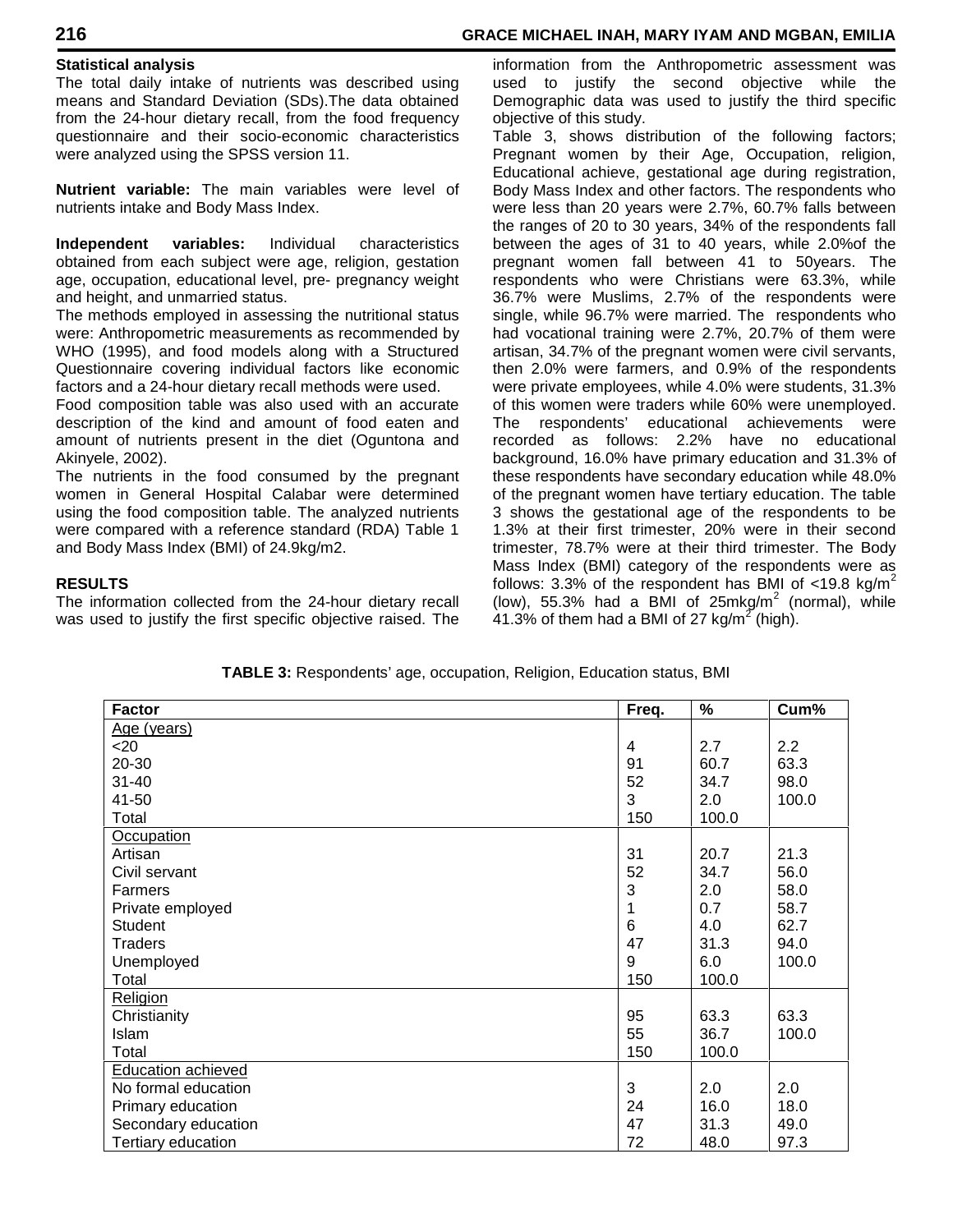**Statistical analysis**

The total daily intake of nutrients was described using means and Standard Deviation (SDs).The data obtained from the 24-hour dietary recall, from the food frequency questionnaire and their socio-economic characteristics were analyzed using the SPSS version 11.

**Nutrient variable:** The main variables were level of nutrients intake and Body Mass Index.

**Independent variables:** Individual characteristics obtained from each subject were age, religion, gestation age, occupation, educational level, pre- pregnancy weight and height, and unmarried status.

The methods employed in assessing the nutritional status were: Anthropometric measurements as recommended by WHO (1995), and food models along with a Structured Questionnaire covering individual factors like economic factors and a 24-hour dietary recall methods were used.

Food composition table was also used with an accurate description of the kind and amount of food eaten and amount of nutrients present in the diet (Oguntona and Akinyele, 2002).

The nutrients in the food consumed by the pregnant women in General Hospital Calabar were determined using the food composition table. The analyzed nutrients were compared with a reference standard (RDA) Table 1 and Body Mass Index (BMI) of 24.9kg/m2.

**RESULTS**

The information collected from the 24-hour dietary recall was used to justify the first specific objective raised. The information from the Anthropometric assessment was used to justify the second objective while the Demographic data was used to justify the third specific objective of this study.

Table 3, shows distribution of the following factors; Pregnant women by their Age, Occupation, religion, Educational achieve, gestational age during registration, Body Mass Index and other factors. The respondents who were less than 20 years were 2.7%, 60.7% falls between the ranges of 20 to 30 years, 34% of the respondents fall between the ages of 31 to 40 years, while 2.0%of the pregnant women fall between 41 to 50years. The respondents who were Christians were 63.3%, while 36.7% were Muslims, 2.7% of the respondents were single, while 96.7% were married. The respondents who had vocational training were 2.7%, 20.7% of them were artisan, 34.7% of the pregnant women were civil servants, then 2.0% were farmers, and 0.9% of the respondents were private employees, while 4.0% were students, 31.3% of this women were traders while 60% were unemployed. The respondents' educational achievements were recorded as follows: 2.2% have no educational background, 16.0% have primary education and 31.3% of these respondents have secondary education while 48.0% of the pregnant women have tertiary education. The table 3 shows the gestational age of the respondents to be 1.3% at their first trimester, 20% were in their second trimester, 78.7% were at their third trimester. The Body Mass Index (BMI) category of the respondents were as follows: 3.3% of the respondent has BMI of <19.8 kg/m$^2$ (low), 55.3% had a BMI of 25mkg/m$^2$ (normal), while 41.3% of them had a BMI of 27 kg/m$^2$ (high).

**TABLE 3:** Respondents' age, occupation, Religion, Education status, BMI

| Factor | Freq. | % | Cum% |
|---|---|---|---|
| Age (years) | | | |
| <20 | 4 | 2.7 | 2.2 |
| 20-30 | 91 | 60.7 | 63.3 |
| 31-40 | 52 | 34.7 | 98.0 |
| 41-50 | 3 | 2.0 | 100.0 |
| Total | 150 | 100.0 | |
| Occupation | | | |
| Artisan | 31 | 20.7 | 21.3 |
| Civil servant | 52 | 34.7 | 56.0 |
| Farmers | 3 | 2.0 | 58.0 |
| Private employed | 1 | 0.7 | 58.7 |
| Student | 6 | 4.0 | 62.7 |
| Traders | 47 | 31.3 | 94.0 |
| Unemployed | 9 | 6.0 | 100.0 |
| Total | 150 | 100.0 | |
| Religion | | | |
| Christianity | 95 | 63.3 | 63.3 |
| Islam | 55 | 36.7 | 100.0 |
| Total | 150 | 100.0 | |
| Education achieved | | | |
| No formal education | 3 | 2.0 | 2.0 |
| Primary education | 24 | 16.0 | 18.0 |
| Secondary education | 47 | 31.3 | 49.0 |
| Tertiary education | 72 | 48.0 | 97.3 |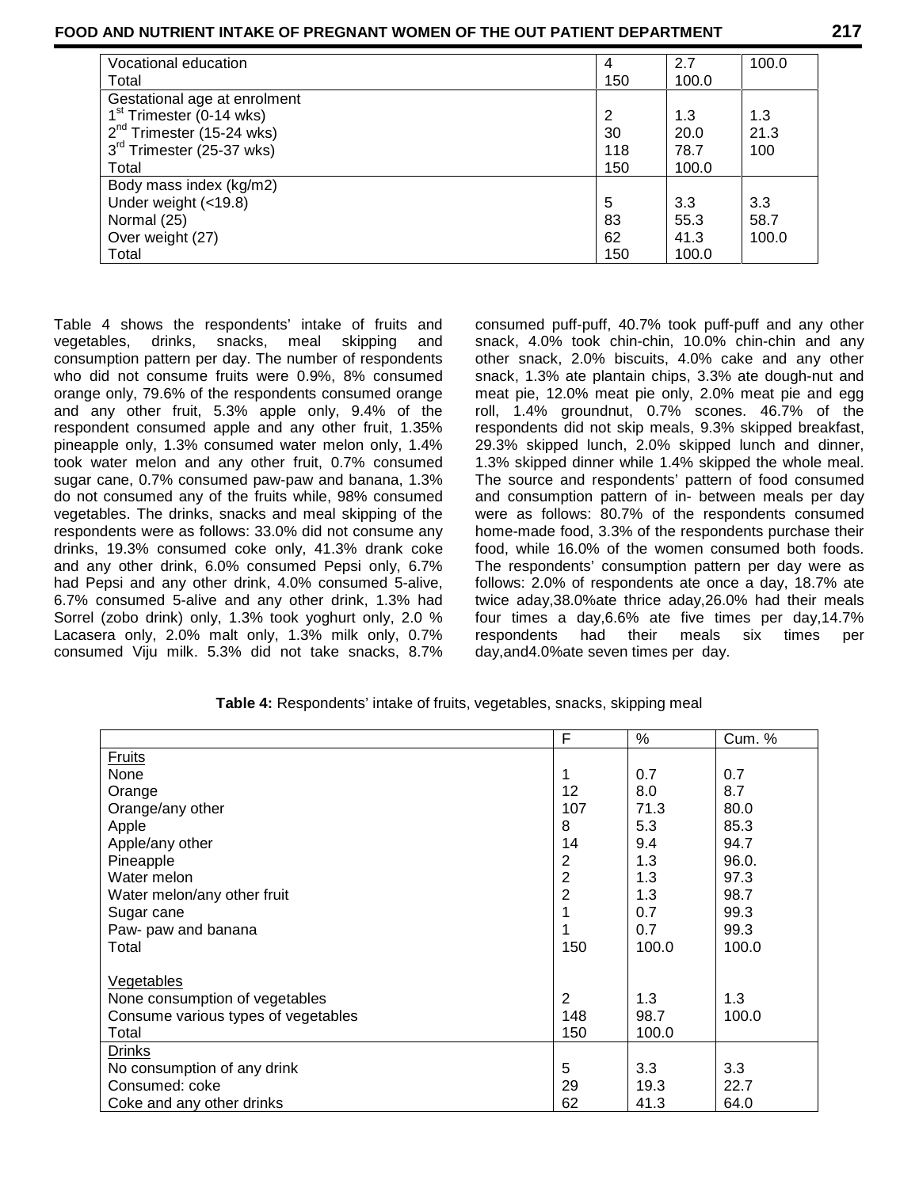| | | | |
|---|---|---|---|
| Vocational education | 4 | 2.7 | 100.0 |
| Total | 150 | 100.0 | |
| Gestational age at enrolment | | | |
| 1st Trimester (0-14 wks) | 2 | 1.3 | 1.3 |
| 2nd Trimester (15-24 wks) | 30 | 20.0 | 21.3 |
| 3rd Trimester (25-37 wks) | 118 | 78.7 | 100 |
| Total | 150 | 100.0 | |
| Body mass index (kg/m2) | | | |
| Under weight (<19.8) | 5 | 3.3 | 3.3 |
| Normal (25) | 83 | 55.3 | 58.7 |
| Over weight (27) | 62 | 41.3 | 100.0 |
| Total | 150 | 100.0 | |

Table 4 shows the respondents' intake of fruits and vegetables, drinks, snacks, meal skipping and consumption pattern per day. The number of respondents who did not consume fruits were 0.9%, 8% consumed orange only, 79.6% of the respondents consumed orange and any other fruit, 5.3% apple only, 9.4% of the respondent consumed apple and any other fruit, 1.35% pineapple only, 1.3% consumed water melon only, 1.4% took water melon and any other fruit, 0.7% consumed sugar cane, 0.7% consumed paw-paw and banana, 1.3% do not consumed any of the fruits while, 98% consumed vegetables. The drinks, snacks and meal skipping of the respondents were as follows: 33.0% did not consume any drinks, 19.3% consumed coke only, 41.3% drank coke and any other drink, 6.0% consumed Pepsi only, 6.7% had Pepsi and any other drink, 4.0% consumed 5-alive, 6.7% consumed 5-alive and any other drink, 1.3% had Sorrel (zobo drink) only, 1.3% took yoghurt only, 2.0 % Lacasera only, 2.0% malt only, 1.3% milk only, 0.7% consumed Viju milk. 5.3% did not take snacks, 8.7% consumed puff-puff, 40.7% took puff-puff and any other snack, 4.0% took chin-chin, 10.0% chin-chin and any other snack, 2.0% biscuits, 4.0% cake and any other snack, 1.3% ate plantain chips, 3.3% ate dough-nut and meat pie, 12.0% meat pie only, 2.0% meat pie and egg roll, 1.4% groundnut, 0.7% scones. 46.7% of the respondents did not skip meals, 9.3% skipped breakfast, 29.3% skipped lunch, 2.0% skipped lunch and dinner, 1.3% skipped dinner while 1.4% skipped the whole meal. The source and respondents' pattern of food consumed and consumption pattern of in- between meals per day were as follows: 80.7% of the respondents consumed home-made food, 3.3% of the respondents purchase their food, while 16.0% of the women consumed both foods. The respondents' consumption pattern per day were as follows: 2.0% of respondents ate once a day, 18.7% ate twice aday,38.0%ate thrice aday,26.0% had their meals four times a day,6.6% ate five times per day,14.7% respondents had their meals six times per day,and4.0%ate seven times per day.

**Table 4:** Respondents' intake of fruits, vegetables, snacks, skipping meal

| | F | % | Cum. % |
|---|---|---|---|
| Fruits | | | |
| None | 1 | 0.7 | 0.7 |
| Orange | 12 | 8.0 | 8.7 |
| Orange/any other | 107 | 71.3 | 80.0 |
| Apple | 8 | 5.3 | 85.3 |
| Apple/any other | 14 | 9.4 | 94.7 |
| Pineapple | 2 | 1.3 | 96.0. |
| Water melon | 2 | 1.3 | 97.3 |
| Water melon/any other fruit | 2 | 1.3 | 98.7 |
| Sugar cane | 1 | 0.7 | 99.3 |
| Paw- paw and banana | 1 | 0.7 | 99.3 |
| Total | 150 | 100.0 | 100.0 |
| Vegetables | | | |
| None consumption of vegetables | 2 | 1.3 | 1.3 |
| Consume various types of vegetables | 148 | 98.7 | 100.0 |
| Total | 150 | 100.0 | |
| Drinks | | | |
| No consumption of any drink | 5 | 3.3 | 3.3 |
| Consumed: coke | 29 | 19.3 | 22.7 |
| Coke and any other drinks | 62 | 41.3 | 64.0 |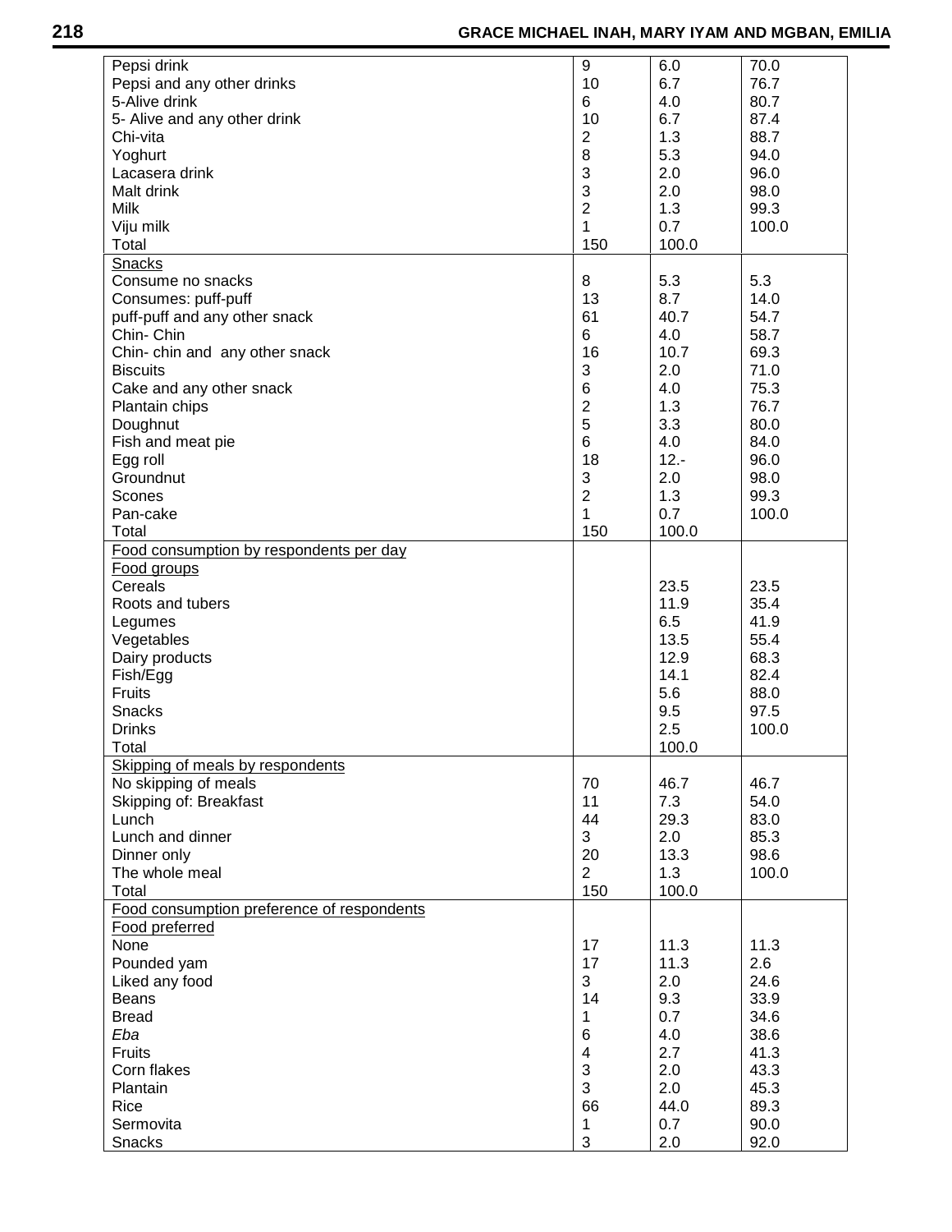| | | | |
|---|---|---|---|
| Pepsi drink | 9 | 6.0 | 70.0 |
| Pepsi and any other drinks | 10 | 6.7 | 76.7 |
| 5-Alive drink | 6 | 4.0 | 80.7 |
| 5- Alive and any other drink | 10 | 6.7 | 87.4 |
| Chi-vita | 2 | 1.3 | 88.7 |
| Yoghurt | 8 | 5.3 | 94.0 |
| Lacasera drink | 3 | 2.0 | 96.0 |
| Malt drink | 3 | 2.0 | 98.0 |
| Milk | 2 | 1.3 | 99.3 |
| Viju milk | 1 | 0.7 | 100.0 |
| Total | 150 | 100.0 | |
| Snacks | | | |
| Consume no snacks | 8 | 5.3 | 5.3 |
| Consumes: puff-puff | 13 | 8.7 | 14.0 |
| puff-puff and any other snack | 61 | 40.7 | 54.7 |
| Chin- Chin | 6 | 4.0 | 58.7 |
| Chin- chin and any other snack | 16 | 10.7 | 69.3 |
| Biscuits | 3 | 2.0 | 71.0 |
| Cake and any other snack | 6 | 4.0 | 75.3 |
| Plantain chips | 2 | 1.3 | 76.7 |
| Doughnut | 5 | 3.3 | 80.0 |
| Fish and meat pie | 6 | 4.0 | 84.0 |
| Egg roll | 18 | 12.- | 96.0 |
| Groundnut | 3 | 2.0 | 98.0 |
| Scones | 2 | 1.3 | 99.3 |
| Pan-cake | 1 | 0.7 | 100.0 |
| Total | 150 | 100.0 | |
| Food consumption by respondents per day | | | |
| Food groups | | | |
| Cereals | | 23.5 | 23.5 |
| Roots and tubers | | 11.9 | 35.4 |
| Legumes | | 6.5 | 41.9 |
| Vegetables | | 13.5 | 55.4 |
| Dairy products | | 12.9 | 68.3 |
| Fish/Egg | | 14.1 | 82.4 |
| Fruits | | 5.6 | 88.0 |
| Snacks | | 9.5 | 97.5 |
| Drinks | | 2.5 | 100.0 |
| Total | | 100.0 | |
| Skipping of meals by respondents | | | |
| No skipping of meals | 70 | 46.7 | 46.7 |
| Skipping of: Breakfast | 11 | 7.3 | 54.0 |
| Lunch | 44 | 29.3 | 83.0 |
| Lunch and dinner | 3 | 2.0 | 85.3 |
| Dinner only | 20 | 13.3 | 98.6 |
| The whole meal | 2 | 1.3 | 100.0 |
| Total | 150 | 100.0 | |
| Food consumption preference of respondents | | | |
| Food preferred | | | |
| None | 17 | 11.3 | 11.3 |
| Pounded yam | 17 | 11.3 | 2.6 |
| Liked any food | 3 | 2.0 | 24.6 |
| Beans | 14 | 9.3 | 33.9 |
| Bread | 1 | 0.7 | 34.6 |
| *Eba* | 6 | 4.0 | 38.6 |
| Fruits | 4 | 2.7 | 41.3 |
| Corn flakes | 3 | 2.0 | 43.3 |
| Plantain | 3 | 2.0 | 45.3 |
| Rice | 66 | 44.0 | 89.3 |
| Sermovita | 1 | 0.7 | 90.0 |
| Snacks | 3 | 2.0 | 92.0 |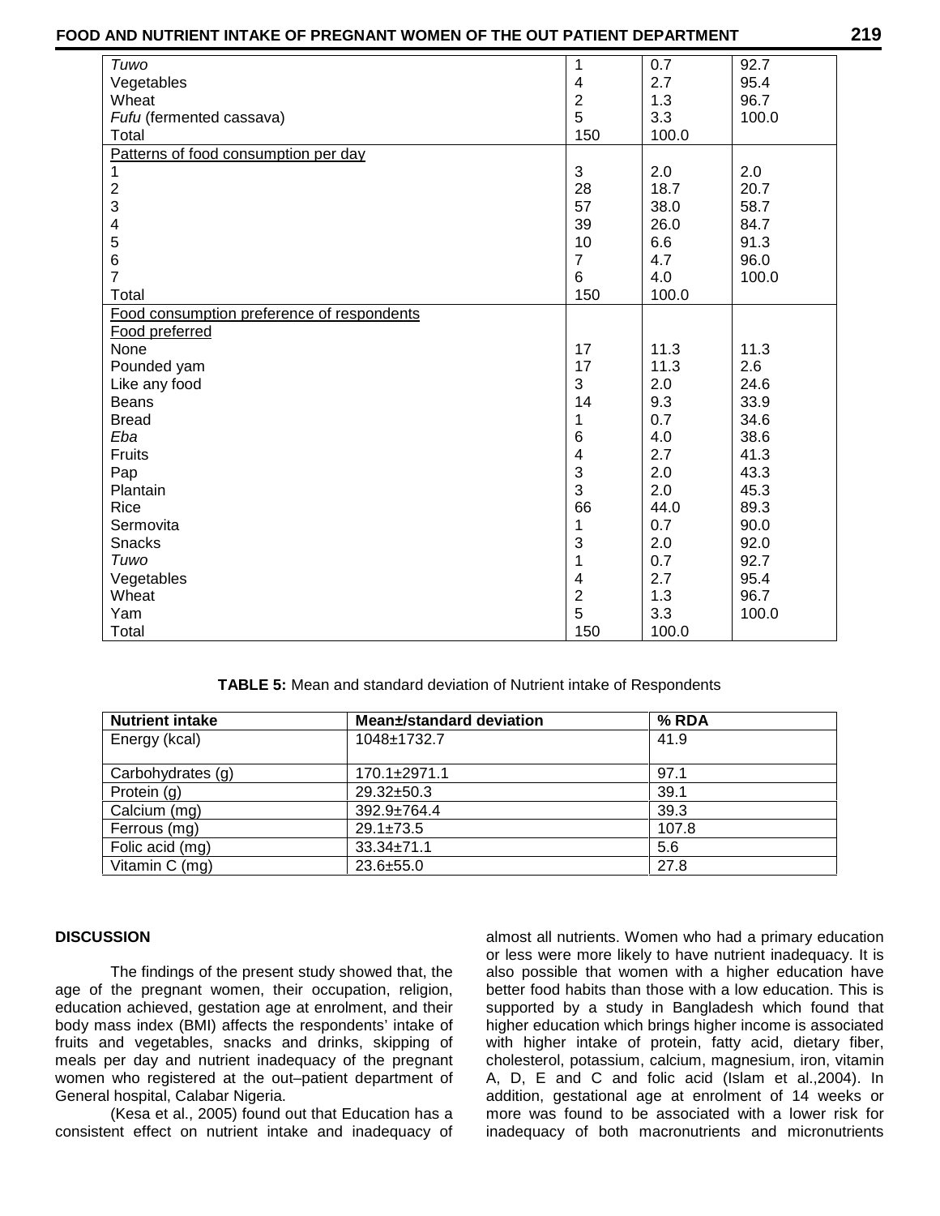| | | | |
|---|---|---|---|
| *Tuwo* | 1 | 0.7 | 92.7 |
| Vegetables | 4 | 2.7 | 95.4 |
| Wheat | 2 | 1.3 | 96.7 |
| *Fufu* (fermented cassava) | 5 | 3.3 | 100.0 |
| Total | 150 | 100.0 | |
| Patterns of food consumption per day | | | |
| 1 | 3 | 2.0 | 2.0 |
| 2 | 28 | 18.7 | 20.7 |
| 3 | 57 | 38.0 | 58.7 |
| 4 | 39 | 26.0 | 84.7 |
| 5 | 10 | 6.6 | 91.3 |
| 6 | 7 | 4.7 | 96.0 |
| 7 | 6 | 4.0 | 100.0 |
| Total | 150 | 100.0 | |
| Food consumption preference of respondents | | | |
| Food preferred | | | |
| None | 17 | 11.3 | 11.3 |
| Pounded yam | 17 | 11.3 | 2.6 |
| Like any food | 3 | 2.0 | 24.6 |
| Beans | 14 | 9.3 | 33.9 |
| Bread | 1 | 0.7 | 34.6 |
| *Eba* | 6 | 4.0 | 38.6 |
| Fruits | 4 | 2.7 | 41.3 |
| Pap | 3 | 2.0 | 43.3 |
| Plantain | 3 | 2.0 | 45.3 |
| Rice | 66 | 44.0 | 89.3 |
| Sermovita | 1 | 0.7 | 90.0 |
| Snacks | 3 | 2.0 | 92.0 |
| *Tuwo* | 1 | 0.7 | 92.7 |
| Vegetables | 4 | 2.7 | 95.4 |
| Wheat | 2 | 1.3 | 96.7 |
| Yam | 5 | 3.3 | 100.0 |
| Total | 150 | 100.0 | |

**TABLE 5:** Mean and standard deviation of Nutrient intake of Respondents

| Nutrient intake | Mean±/standard deviation | % RDA |
|---|---|---|
| Energy (kcal) | 1048±1732.7 | 41.9 |
| Carbohydrates (g) | 170.1±2971.1 | 97.1 |
| Protein (g) | 29.32±50.3 | 39.1 |
| Calcium (mg) | 392.9±764.4 | 39.3 |
| Ferrous (mg) | 29.1±73.5 | 107.8 |
| Folic acid (mg) | 33.34±71.1 | 5.6 |
| Vitamin C (mg) | 23.6±55.0 | 27.8 |

## DISCUSSION

The findings of the present study showed that, the age of the pregnant women, their occupation, religion, education achieved, gestation age at enrolment, and their body mass index (BMI) affects the respondents' intake of fruits and vegetables, snacks and drinks, skipping of meals per day and nutrient inadequacy of the pregnant women who registered at the out–patient department of General hospital, Calabar Nigeria.

(Kesa et al., 2005) found out that Education has a consistent effect on nutrient intake and inadequacy of almost all nutrients. Women who had a primary education or less were more likely to have nutrient inadequacy. It is also possible that women with a higher education have better food habits than those with a low education. This is supported by a study in Bangladesh which found that higher education which brings higher income is associated with higher intake of protein, fatty acid, dietary fiber, cholesterol, potassium, calcium, magnesium, iron, vitamin A, D, E and C and folic acid (Islam et al.,2004). In addition, gestational age at enrolment of 14 weeks or more was found to be associated with a lower risk for inadequacy of both macronutrients and micronutrients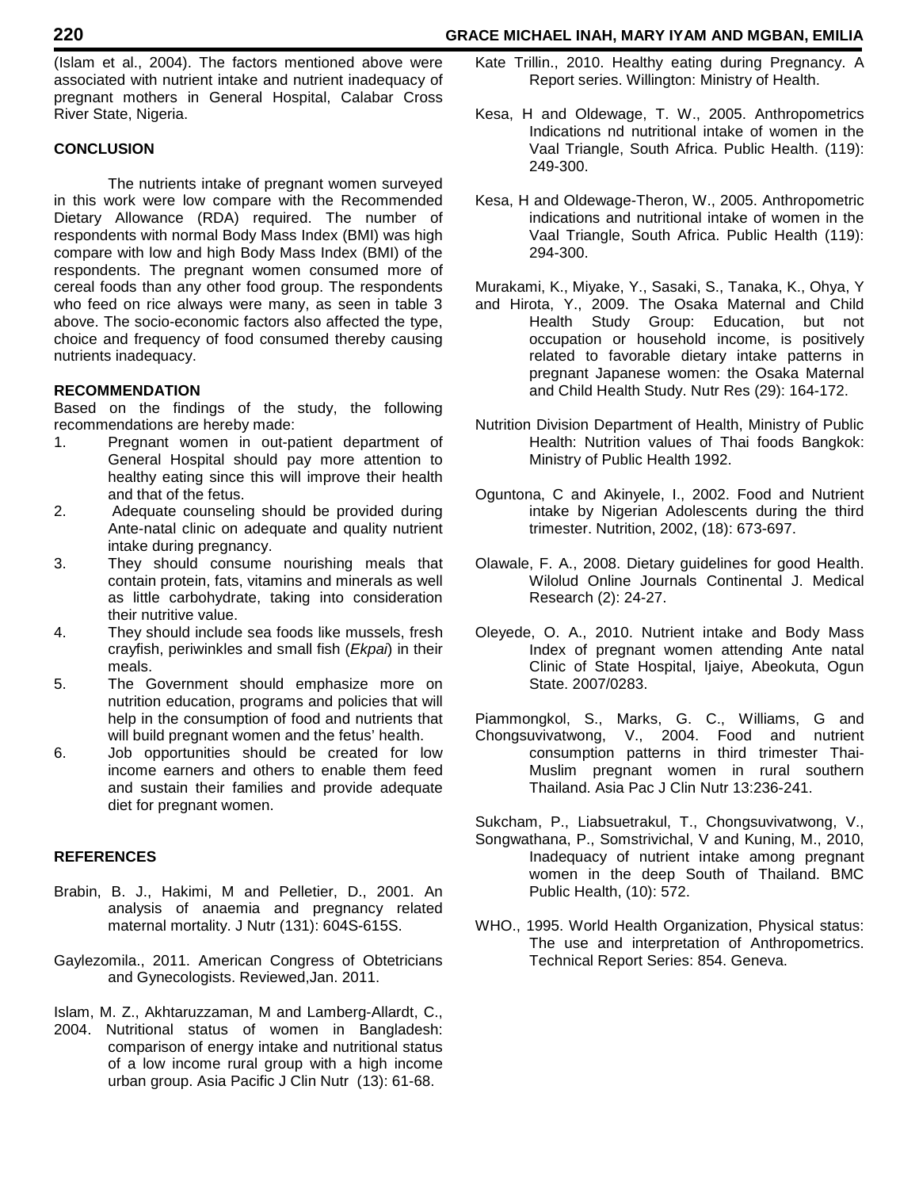(Islam et al., 2004). The factors mentioned above were associated with nutrient intake and nutrient inadequacy of pregnant mothers in General Hospital, Calabar Cross River State, Nigeria.

## CONCLUSION

The nutrients intake of pregnant women surveyed in this work were low compare with the Recommended Dietary Allowance (RDA) required. The number of respondents with normal Body Mass Index (BMI) was high compare with low and high Body Mass Index (BMI) of the respondents. The pregnant women consumed more of cereal foods than any other food group. The respondents who feed on rice always were many, as seen in table 3 above. The socio-economic factors also affected the type, choice and frequency of food consumed thereby causing nutrients inadequacy.

## RECOMMENDATION

Based on the findings of the study, the following recommendations are hereby made:

1. Pregnant women in out-patient department of General Hospital should pay more attention to healthy eating since this will improve their health and that of the fetus.
2. Adequate counseling should be provided during Ante-natal clinic on adequate and quality nutrient intake during pregnancy.
3. They should consume nourishing meals that contain protein, fats, vitamins and minerals as well as little carbohydrate, taking into consideration their nutritive value.
4. They should include sea foods like mussels, fresh crayfish, periwinkles and small fish (*Ekpai*) in their meals.
5. The Government should emphasize more on nutrition education, programs and policies that will help in the consumption of food and nutrients that will build pregnant women and the fetus' health.
6. Job opportunities should be created for low income earners and others to enable them feed and sustain their families and provide adequate diet for pregnant women.

## REFERENCES

Brabin, B. J., Hakimi, M and Pelletier, D., 2001. An analysis of anaemia and pregnancy related maternal mortality. J Nutr (131): 604S-615S.

Gaylezomila., 2011. American Congress of Obtetricians and Gynecologists. Reviewed,Jan. 2011.

Islam, M. Z., Akhtaruzzaman, M and Lamberg-Allardt, C., 2004. Nutritional status of women in Bangladesh: comparison of energy intake and nutritional status of a low income rural group with a high income urban group. Asia Pacific J Clin Nutr (13): 61-68.

Kate Trillin., 2010. Healthy eating during Pregnancy. A Report series. Willington: Ministry of Health.

Kesa, H and Oldewage, T. W., 2005. Anthropometrics Indications nd nutritional intake of women in the Vaal Triangle, South Africa. Public Health. (119): 249-300.

Kesa, H and Oldewage-Theron, W., 2005. Anthropometric indications and nutritional intake of women in the Vaal Triangle, South Africa. Public Health (119): 294-300.

Murakami, K., Miyake, Y., Sasaki, S., Tanaka, K., Ohya, Y and Hirota, Y., 2009. The Osaka Maternal and Child Health Study Group: Education, but not occupation or household income, is positively related to favorable dietary intake patterns in pregnant Japanese women: the Osaka Maternal and Child Health Study. Nutr Res (29): 164-172.

Nutrition Division Department of Health, Ministry of Public Health: Nutrition values of Thai foods Bangkok: Ministry of Public Health 1992.

Oguntona, C and Akinyele, I., 2002. Food and Nutrient intake by Nigerian Adolescents during the third trimester. Nutrition, 2002, (18): 673-697.

Olawale, F. A., 2008. Dietary guidelines for good Health. Wilolud Online Journals Continental J. Medical Research (2): 24-27.

Oleyede, O. A., 2010. Nutrient intake and Body Mass Index of pregnant women attending Ante natal Clinic of State Hospital, Ijaiye, Abeokuta, Ogun State. 2007/0283.

Piammongkol, S., Marks, G. C., Williams, G and Chongsuvivatwong, V., 2004. Food and nutrient consumption patterns in third trimester Thai-Muslim pregnant women in rural southern Thailand. Asia Pac J Clin Nutr 13:236-241.

Sukcham, P., Liabsuetrakul, T., Chongsuvivatwong, V., Songwathana, P., Somstrivichal, V and Kuning, M., 2010, Inadequacy of nutrient intake among pregnant women in the deep South of Thailand. BMC Public Health, (10): 572.

WHO., 1995. World Health Organization, Physical status: The use and interpretation of Anthropometrics. Technical Report Series: 854. Geneva.